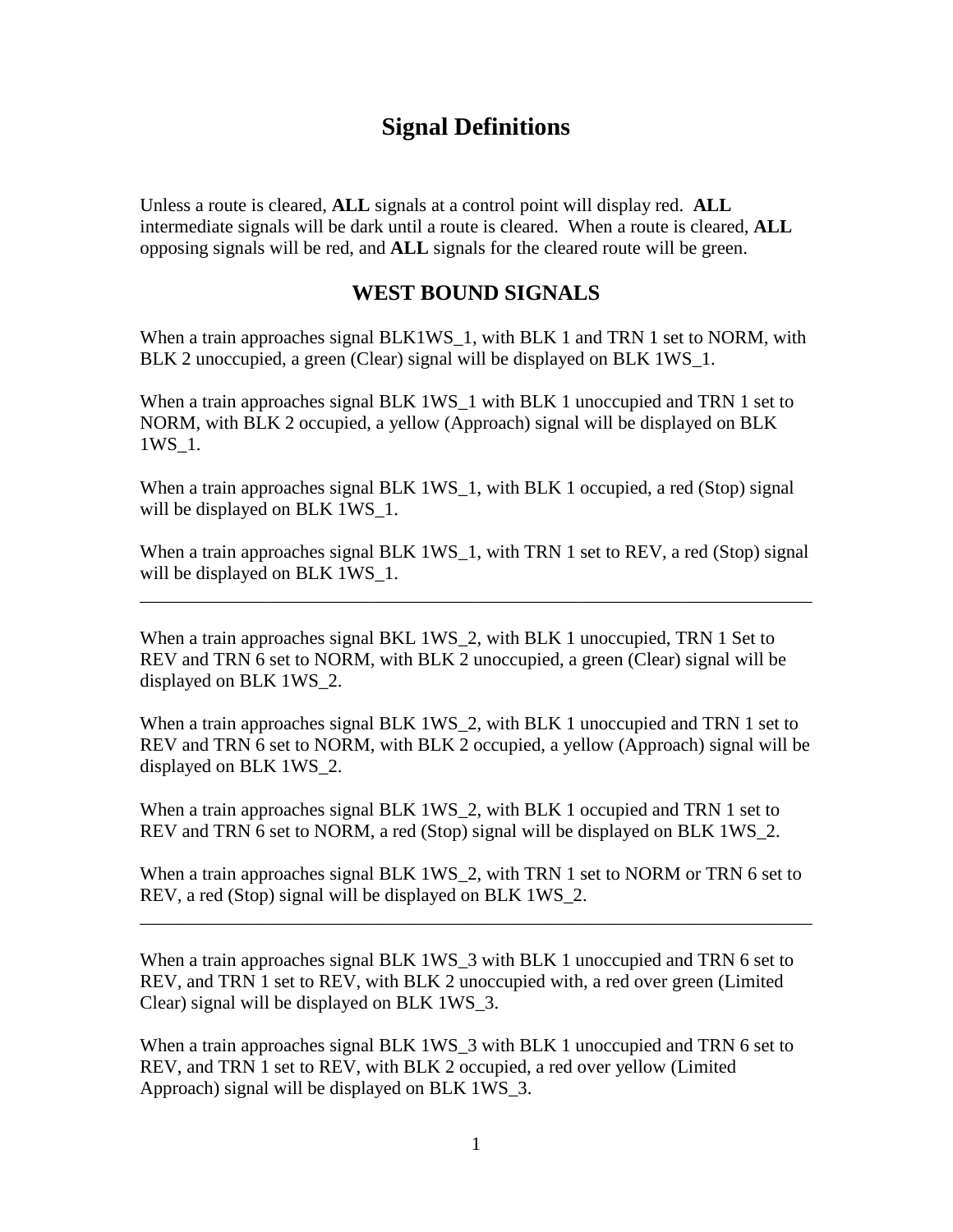# Signal Definitions

Unless a route is cleared, **ALL** signals at a control point will display red. **ALL** intermediate signals will be dark until a route is cleared. When a route is cleared, **ALL** opposing signals will be red, and **ALL** signals for the cleared route will be green.

## WEST BOUND SIGNALS

When a train approaches signal BLK1WS_1, with BLK 1 and TRN 1 set to NORM, with BLK 2 unoccupied, a green (Clear) signal will be displayed on BLK 1WS_1.

When a train approaches signal BLK 1WS_1 with BLK 1 unoccupied and TRN 1 set to NORM, with BLK 2 occupied, a yellow (Approach) signal will be displayed on BLK 1WS_1.

When a train approaches signal BLK 1WS_1, with BLK 1 occupied, a red (Stop) signal will be displayed on BLK 1WS_1.

When a train approaches signal BLK 1WS_1, with TRN 1 set to REV, a red (Stop) signal will be displayed on BLK 1WS_1.

---

When a train approaches signal BKL 1WS_2, with BLK 1 unoccupied, TRN 1 Set to REV and TRN 6 set to NORM, with BLK 2 unoccupied, a green (Clear) signal will be displayed on BLK 1WS_2.

When a train approaches signal BLK 1WS_2, with BLK 1 unoccupied and TRN 1 set to REV and TRN 6 set to NORM, with BLK 2 occupied, a yellow (Approach) signal will be displayed on BLK 1WS_2.

When a train approaches signal BLK 1WS_2, with BLK 1 occupied and TRN 1 set to REV and TRN 6 set to NORM, a red (Stop) signal will be displayed on BLK 1WS_2.

When a train approaches signal BLK 1WS_2, with TRN 1 set to NORM or TRN 6 set to REV, a red (Stop) signal will be displayed on BLK 1WS_2.

---

When a train approaches signal BLK 1WS_3 with BLK 1 unoccupied and TRN 6 set to REV, and TRN 1 set to REV, with BLK 2 unoccupied with, a red over green (Limited Clear) signal will be displayed on BLK 1WS_3.

When a train approaches signal BLK 1WS_3 with BLK 1 unoccupied and TRN 6 set to REV, and TRN 1 set to REV, with BLK 2 occupied, a red over yellow (Limited Approach) signal will be displayed on BLK 1WS_3.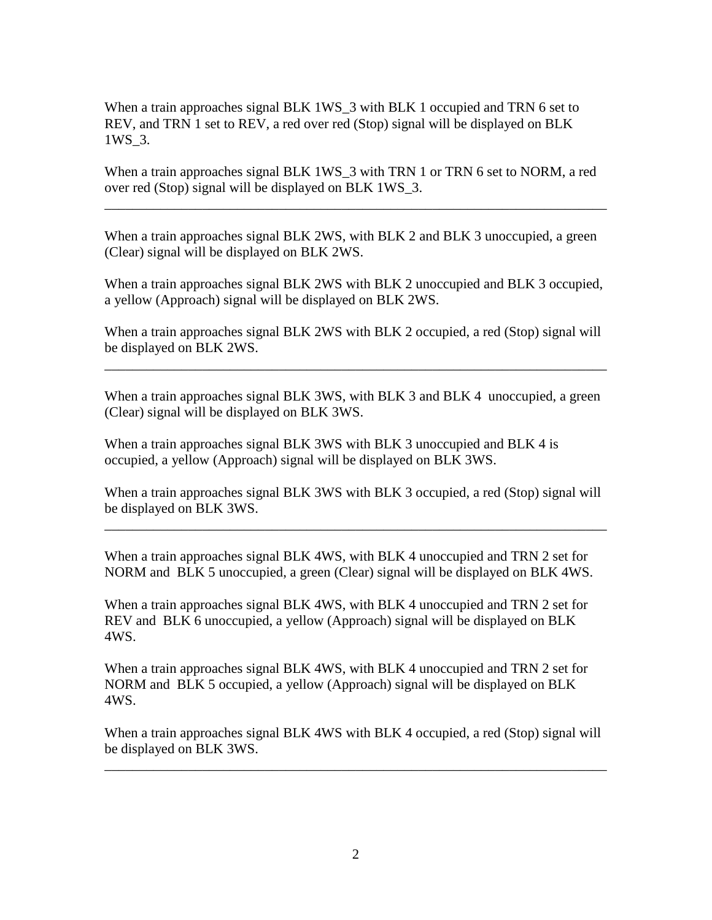When a train approaches signal BLK 1WS_3 with BLK 1 occupied and TRN 6 set to REV, and TRN 1 set to REV, a red over red (Stop) signal will be displayed on BLK 1WS_3.

When a train approaches signal BLK 1WS_3 with TRN 1 or TRN 6 set to NORM, a red over red (Stop) signal will be displayed on BLK 1WS_3.

---

When a train approaches signal BLK 2WS, with BLK 2 and BLK 3 unoccupied, a green (Clear) signal will be displayed on BLK 2WS.

When a train approaches signal BLK 2WS with BLK 2 unoccupied and BLK 3 occupied, a yellow (Approach) signal will be displayed on BLK 2WS.

When a train approaches signal BLK 2WS with BLK 2 occupied, a red (Stop) signal will be displayed on BLK 2WS.

---

When a train approaches signal BLK 3WS, with BLK 3 and BLK 4 unoccupied, a green (Clear) signal will be displayed on BLK 3WS.

When a train approaches signal BLK 3WS with BLK 3 unoccupied and BLK 4 is occupied, a yellow (Approach) signal will be displayed on BLK 3WS.

When a train approaches signal BLK 3WS with BLK 3 occupied, a red (Stop) signal will be displayed on BLK 3WS.

---

When a train approaches signal BLK 4WS, with BLK 4 unoccupied and TRN 2 set for NORM and BLK 5 unoccupied, a green (Clear) signal will be displayed on BLK 4WS.

When a train approaches signal BLK 4WS, with BLK 4 unoccupied and TRN 2 set for REV and BLK 6 unoccupied, a yellow (Approach) signal will be displayed on BLK 4WS.

When a train approaches signal BLK 4WS, with BLK 4 unoccupied and TRN 2 set for NORM and BLK 5 occupied, a yellow (Approach) signal will be displayed on BLK 4WS.

When a train approaches signal BLK 4WS with BLK 4 occupied, a red (Stop) signal will be displayed on BLK 3WS.

---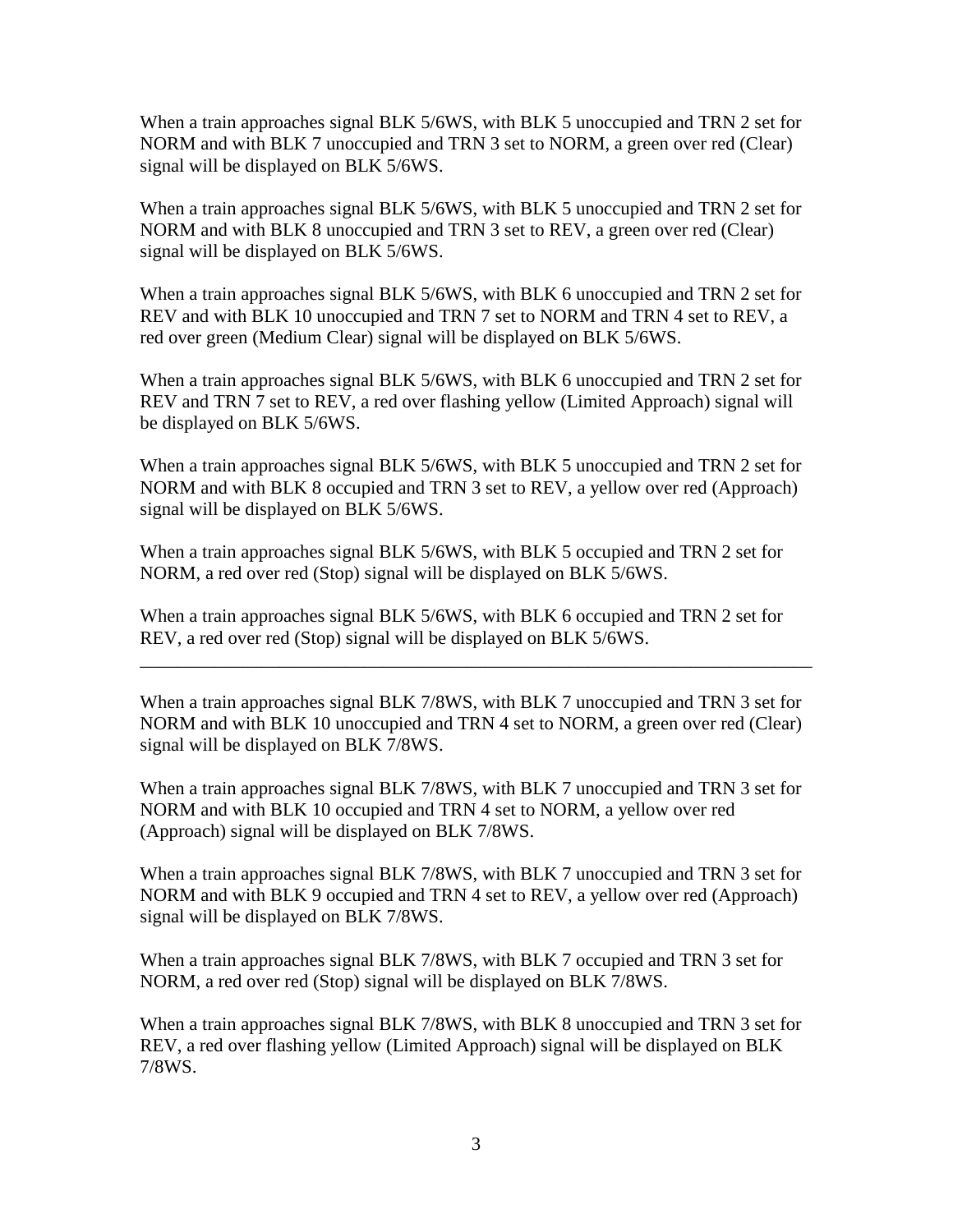When a train approaches signal BLK 5/6WS, with BLK 5 unoccupied and TRN 2 set for NORM and with BLK 7 unoccupied and TRN 3 set to NORM, a green over red (Clear) signal will be displayed on BLK 5/6WS.

When a train approaches signal BLK 5/6WS, with BLK 5 unoccupied and TRN 2 set for NORM and with BLK 8 unoccupied and TRN 3 set to REV, a green over red (Clear) signal will be displayed on BLK 5/6WS.

When a train approaches signal BLK 5/6WS, with BLK 6 unoccupied and TRN 2 set for REV and with BLK 10 unoccupied and TRN 7 set to NORM and TRN 4 set to REV, a red over green (Medium Clear) signal will be displayed on BLK 5/6WS.

When a train approaches signal BLK 5/6WS, with BLK 6 unoccupied and TRN 2 set for REV and TRN 7 set to REV, a red over flashing yellow (Limited Approach) signal will be displayed on BLK 5/6WS.

When a train approaches signal BLK 5/6WS, with BLK 5 unoccupied and TRN 2 set for NORM and with BLK 8 occupied and TRN 3 set to REV, a yellow over red (Approach) signal will be displayed on BLK 5/6WS.

When a train approaches signal BLK 5/6WS, with BLK 5 occupied and TRN 2 set for NORM, a red over red (Stop) signal will be displayed on BLK 5/6WS.

When a train approaches signal BLK 5/6WS, with BLK 6 occupied and TRN 2 set for REV, a red over red (Stop) signal will be displayed on BLK 5/6WS.

---

When a train approaches signal BLK 7/8WS, with BLK 7 unoccupied and TRN 3 set for NORM and with BLK 10 unoccupied and TRN 4 set to NORM, a green over red (Clear) signal will be displayed on BLK 7/8WS.

When a train approaches signal BLK 7/8WS, with BLK 7 unoccupied and TRN 3 set for NORM and with BLK 10 occupied and TRN 4 set to NORM, a yellow over red (Approach) signal will be displayed on BLK 7/8WS.

When a train approaches signal BLK 7/8WS, with BLK 7 unoccupied and TRN 3 set for NORM and with BLK 9 occupied and TRN 4 set to REV, a yellow over red (Approach) signal will be displayed on BLK 7/8WS.

When a train approaches signal BLK 7/8WS, with BLK 7 occupied and TRN 3 set for NORM, a red over red (Stop) signal will be displayed on BLK 7/8WS.

When a train approaches signal BLK 7/8WS, with BLK 8 unoccupied and TRN 3 set for REV, a red over flashing yellow (Limited Approach) signal will be displayed on BLK 7/8WS.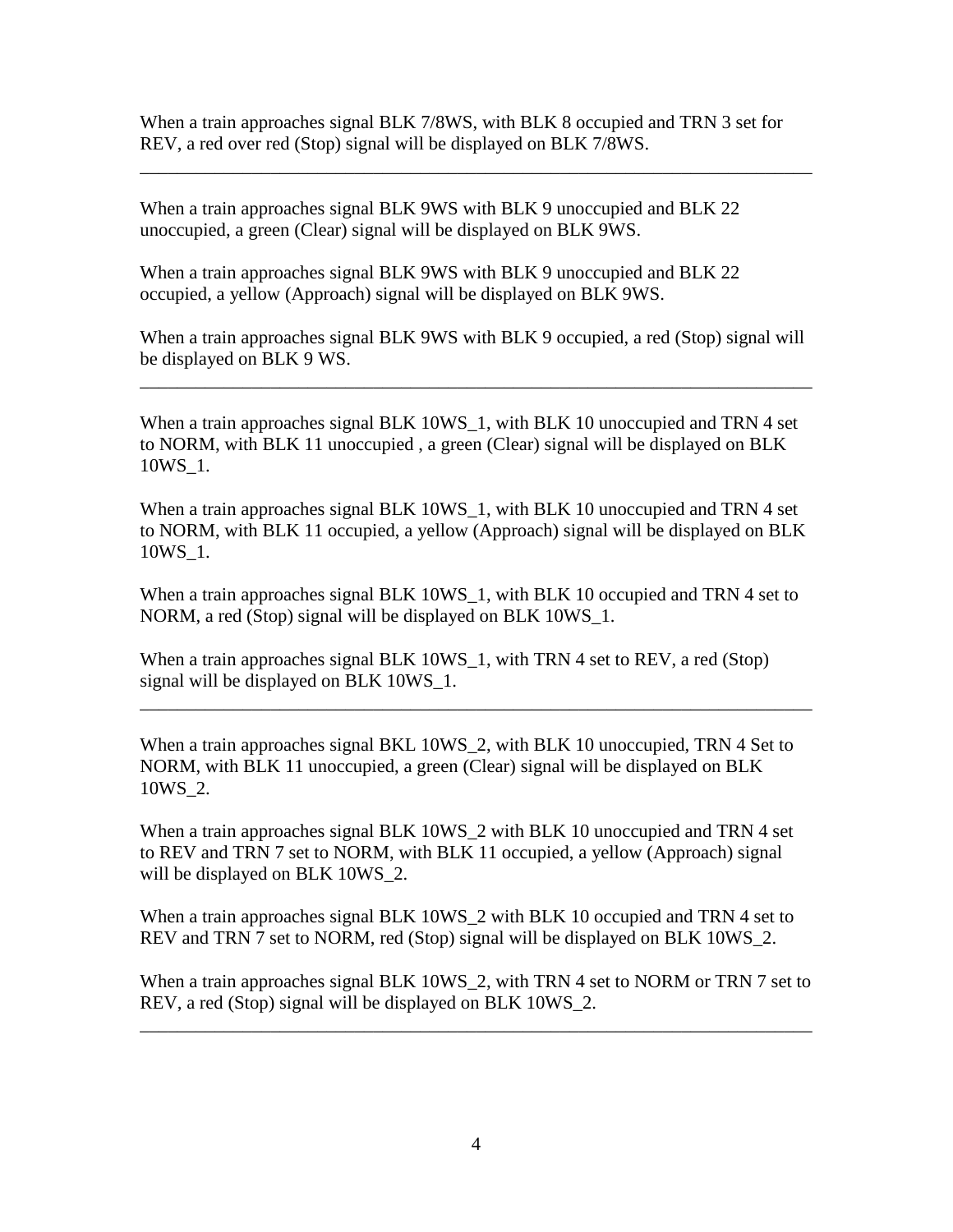When a train approaches signal BLK 7/8WS, with BLK 8 occupied and TRN 3 set for REV, a red over red (Stop) signal will be displayed on BLK 7/8WS.

---

When a train approaches signal BLK 9WS with BLK 9 unoccupied and BLK 22 unoccupied, a green (Clear) signal will be displayed on BLK 9WS.

When a train approaches signal BLK 9WS with BLK 9 unoccupied and BLK 22 occupied, a yellow (Approach) signal will be displayed on BLK 9WS.

When a train approaches signal BLK 9WS with BLK 9 occupied, a red (Stop) signal will be displayed on BLK 9 WS.

---

When a train approaches signal BLK 10WS_1, with BLK 10 unoccupied and TRN 4 set to NORM, with BLK 11 unoccupied , a green (Clear) signal will be displayed on BLK 10WS_1.

When a train approaches signal BLK 10WS_1, with BLK 10 unoccupied and TRN 4 set to NORM, with BLK 11 occupied, a yellow (Approach) signal will be displayed on BLK 10WS_1.

When a train approaches signal BLK 10WS_1, with BLK 10 occupied and TRN 4 set to NORM, a red (Stop) signal will be displayed on BLK 10WS_1.

When a train approaches signal BLK 10WS_1, with TRN 4 set to REV, a red (Stop) signal will be displayed on BLK 10WS_1.

---

When a train approaches signal BKL 10WS_2, with BLK 10 unoccupied, TRN 4 Set to NORM, with BLK 11 unoccupied, a green (Clear) signal will be displayed on BLK 10WS_2.

When a train approaches signal BLK 10WS_2 with BLK 10 unoccupied and TRN 4 set to REV and TRN 7 set to NORM, with BLK 11 occupied, a yellow (Approach) signal will be displayed on BLK 10WS_2.

When a train approaches signal BLK 10WS_2 with BLK 10 occupied and TRN 4 set to REV and TRN 7 set to NORM, red (Stop) signal will be displayed on BLK 10WS_2.

When a train approaches signal BLK 10WS_2, with TRN 4 set to NORM or TRN 7 set to REV, a red (Stop) signal will be displayed on BLK 10WS_2.

---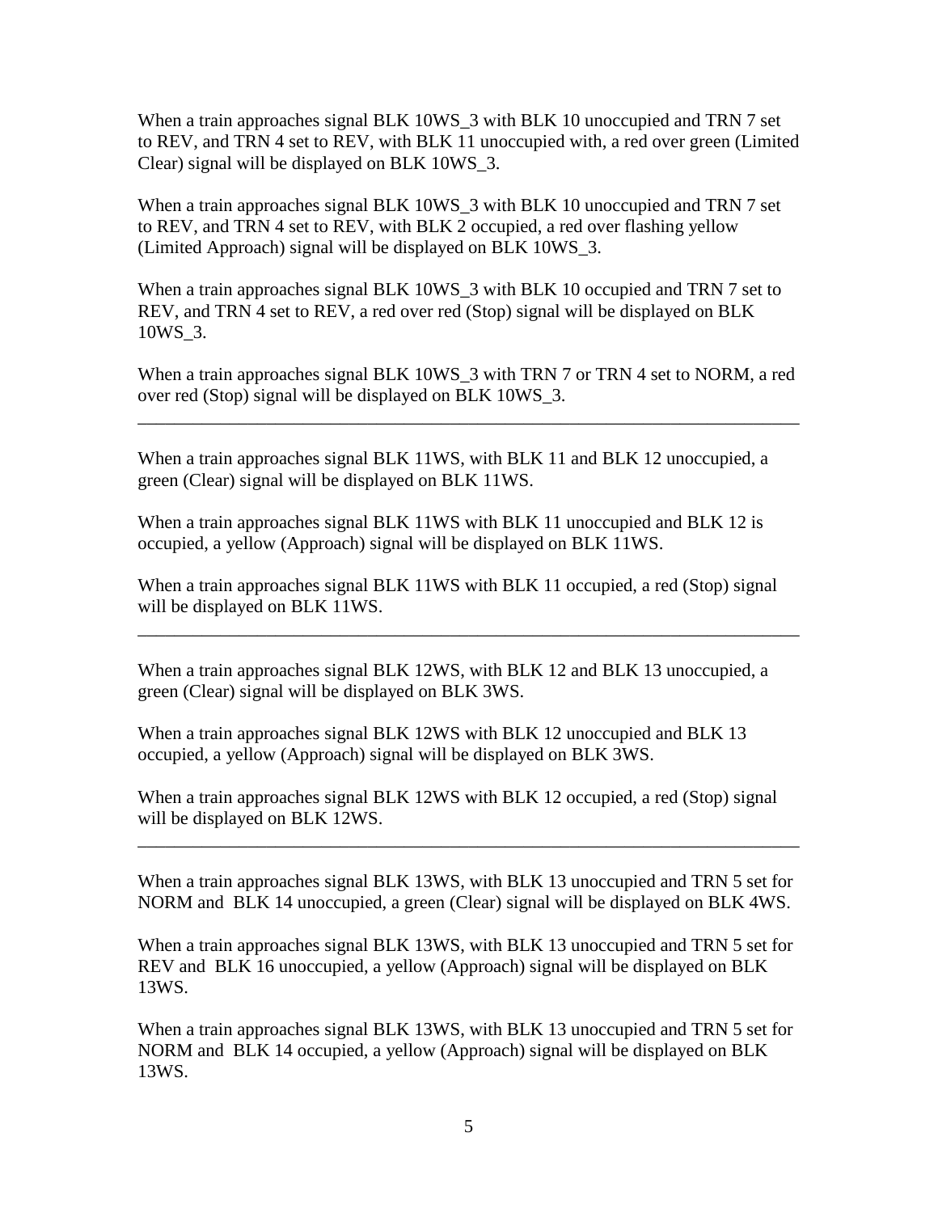When a train approaches signal BLK 10WS_3 with BLK 10 unoccupied and TRN 7 set to REV, and TRN 4 set to REV, with BLK 11 unoccupied with, a red over green (Limited Clear) signal will be displayed on BLK 10WS_3.

When a train approaches signal BLK 10WS_3 with BLK 10 unoccupied and TRN 7 set to REV, and TRN 4 set to REV, with BLK 2 occupied, a red over flashing yellow (Limited Approach) signal will be displayed on BLK 10WS_3.

When a train approaches signal BLK 10WS_3 with BLK 10 occupied and TRN 7 set to REV, and TRN 4 set to REV, a red over red (Stop) signal will be displayed on BLK 10WS_3.

When a train approaches signal BLK 10WS_3 with TRN 7 or TRN 4 set to NORM, a red over red (Stop) signal will be displayed on BLK 10WS_3.

---

When a train approaches signal BLK 11WS, with BLK 11 and BLK 12 unoccupied, a green (Clear) signal will be displayed on BLK 11WS.

When a train approaches signal BLK 11WS with BLK 11 unoccupied and BLK 12 is occupied, a yellow (Approach) signal will be displayed on BLK 11WS.

When a train approaches signal BLK 11WS with BLK 11 occupied, a red (Stop) signal will be displayed on BLK 11WS.

---

When a train approaches signal BLK 12WS, with BLK 12 and BLK 13 unoccupied, a green (Clear) signal will be displayed on BLK 3WS.

When a train approaches signal BLK 12WS with BLK 12 unoccupied and BLK 13 occupied, a yellow (Approach) signal will be displayed on BLK 3WS.

When a train approaches signal BLK 12WS with BLK 12 occupied, a red (Stop) signal will be displayed on BLK 12WS.

---

When a train approaches signal BLK 13WS, with BLK 13 unoccupied and TRN 5 set for NORM and BLK 14 unoccupied, a green (Clear) signal will be displayed on BLK 4WS.

When a train approaches signal BLK 13WS, with BLK 13 unoccupied and TRN 5 set for REV and BLK 16 unoccupied, a yellow (Approach) signal will be displayed on BLK 13WS.

When a train approaches signal BLK 13WS, with BLK 13 unoccupied and TRN 5 set for NORM and BLK 14 occupied, a yellow (Approach) signal will be displayed on BLK 13WS.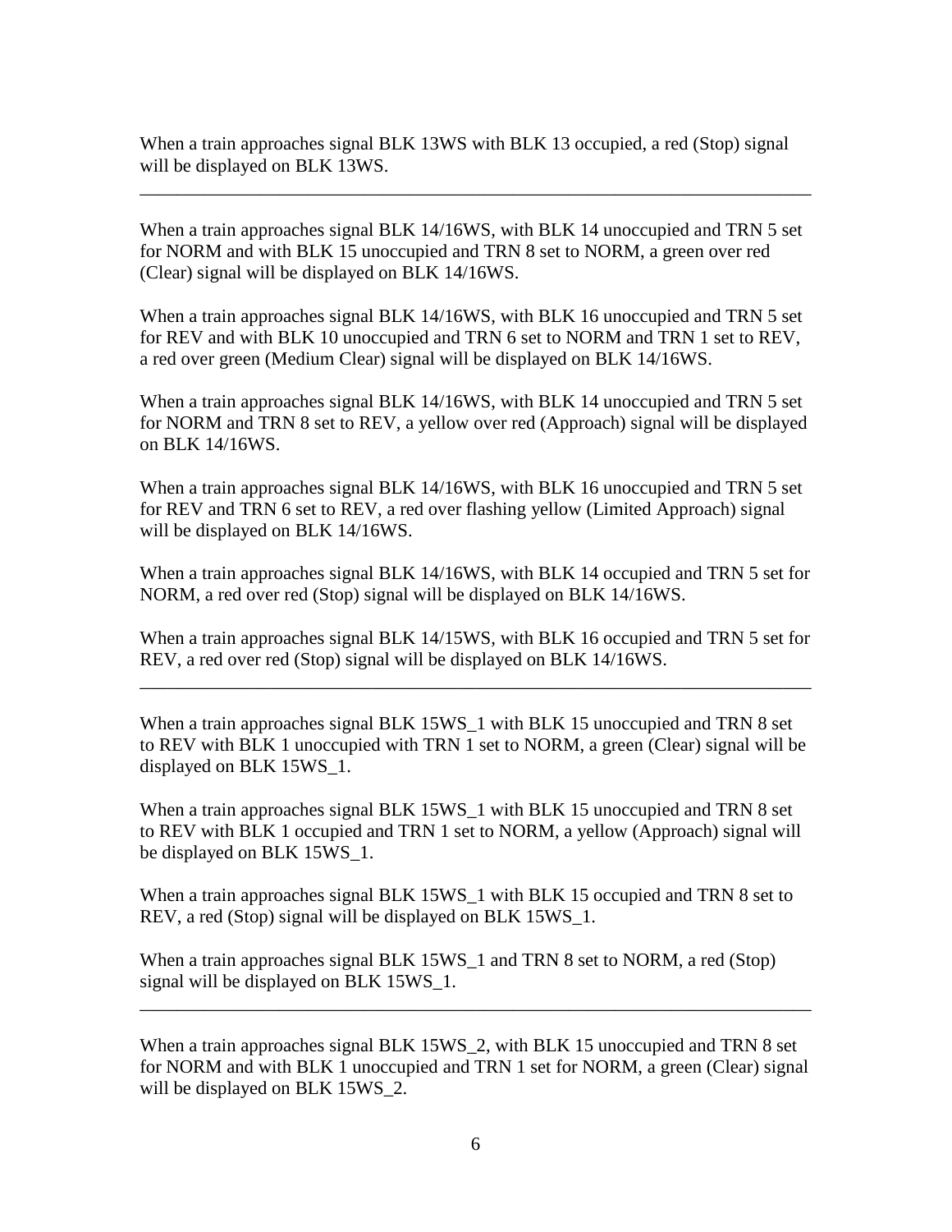When a train approaches signal BLK 13WS with BLK 13 occupied, a red (Stop) signal will be displayed on BLK 13WS.

---

When a train approaches signal BLK 14/16WS, with BLK 14 unoccupied and TRN 5 set for NORM and with BLK 15 unoccupied and TRN 8 set to NORM, a green over red (Clear) signal will be displayed on BLK 14/16WS.

When a train approaches signal BLK 14/16WS, with BLK 16 unoccupied and TRN 5 set for REV and with BLK 10 unoccupied and TRN 6 set to NORM and TRN 1 set to REV, a red over green (Medium Clear) signal will be displayed on BLK 14/16WS.

When a train approaches signal BLK 14/16WS, with BLK 14 unoccupied and TRN 5 set for NORM and TRN 8 set to REV, a yellow over red (Approach) signal will be displayed on BLK 14/16WS.

When a train approaches signal BLK 14/16WS, with BLK 16 unoccupied and TRN 5 set for REV and TRN 6 set to REV, a red over flashing yellow (Limited Approach) signal will be displayed on BLK 14/16WS.

When a train approaches signal BLK 14/16WS, with BLK 14 occupied and TRN 5 set for NORM, a red over red (Stop) signal will be displayed on BLK 14/16WS.

When a train approaches signal BLK 14/15WS, with BLK 16 occupied and TRN 5 set for REV, a red over red (Stop) signal will be displayed on BLK 14/16WS.

---

When a train approaches signal BLK 15WS_1 with BLK 15 unoccupied and TRN 8 set to REV with BLK 1 unoccupied with TRN 1 set to NORM, a green (Clear) signal will be displayed on BLK 15WS_1.

When a train approaches signal BLK 15WS_1 with BLK 15 unoccupied and TRN 8 set to REV with BLK 1 occupied and TRN 1 set to NORM, a yellow (Approach) signal will be displayed on BLK 15WS_1.

When a train approaches signal BLK 15WS_1 with BLK 15 occupied and TRN 8 set to REV, a red (Stop) signal will be displayed on BLK 15WS_1.

When a train approaches signal BLK 15WS_1 and TRN 8 set to NORM, a red (Stop) signal will be displayed on BLK 15WS_1.

---

When a train approaches signal BLK 15WS_2, with BLK 15 unoccupied and TRN 8 set for NORM and with BLK 1 unoccupied and TRN 1 set for NORM, a green (Clear) signal will be displayed on BLK 15WS_2.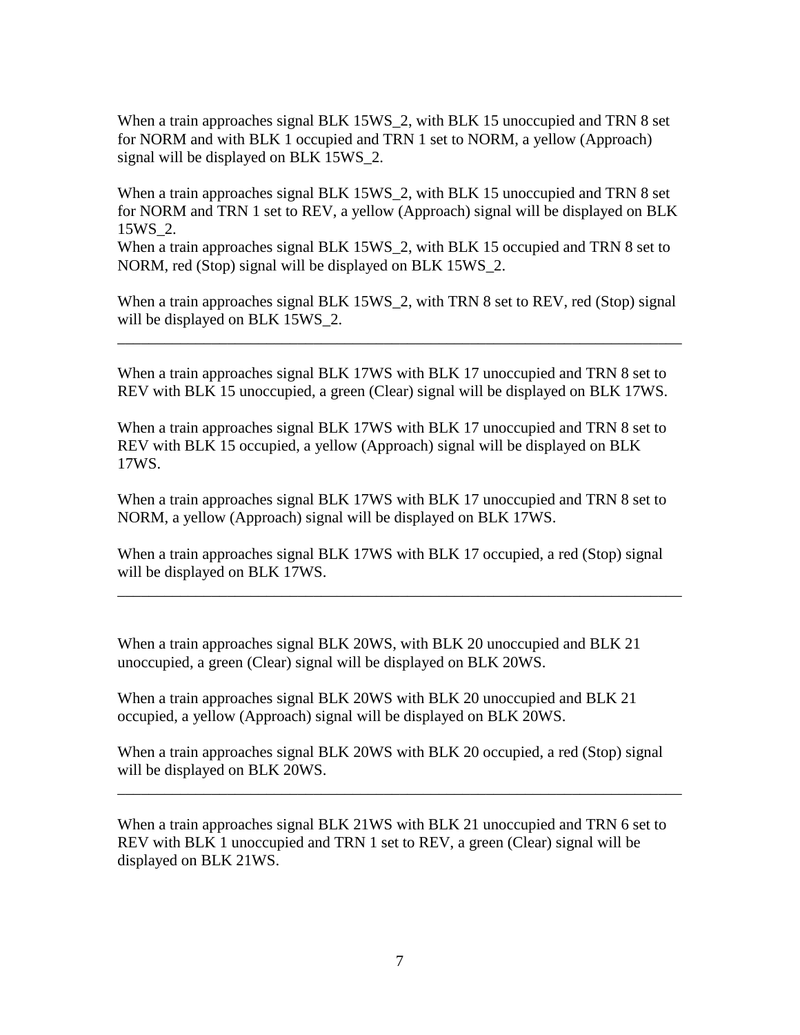When a train approaches signal BLK 15WS_2, with BLK 15 unoccupied and TRN 8 set for NORM and with BLK 1 occupied and TRN 1 set to NORM, a yellow (Approach) signal will be displayed on BLK 15WS_2.

When a train approaches signal BLK 15WS_2, with BLK 15 unoccupied and TRN 8 set for NORM and TRN 1 set to REV, a yellow (Approach) signal will be displayed on BLK 15WS_2.
When a train approaches signal BLK 15WS_2, with BLK 15 occupied and TRN 8 set to NORM, red (Stop) signal will be displayed on BLK 15WS_2.

When a train approaches signal BLK 15WS_2, with TRN 8 set to REV, red (Stop) signal will be displayed on BLK 15WS_2.

---

When a train approaches signal BLK 17WS with BLK 17 unoccupied and TRN 8 set to REV with BLK 15 unoccupied, a green (Clear) signal will be displayed on BLK 17WS.

When a train approaches signal BLK 17WS with BLK 17 unoccupied and TRN 8 set to REV with BLK 15 occupied, a yellow (Approach) signal will be displayed on BLK 17WS.

When a train approaches signal BLK 17WS with BLK 17 unoccupied and TRN 8 set to NORM, a yellow (Approach) signal will be displayed on BLK 17WS.

When a train approaches signal BLK 17WS with BLK 17 occupied, a red (Stop) signal will be displayed on BLK 17WS.

---

When a train approaches signal BLK 20WS, with BLK 20 unoccupied and BLK 21 unoccupied, a green (Clear) signal will be displayed on BLK 20WS.

When a train approaches signal BLK 20WS with BLK 20 unoccupied and BLK 21 occupied, a yellow (Approach) signal will be displayed on BLK 20WS.

When a train approaches signal BLK 20WS with BLK 20 occupied, a red (Stop) signal will be displayed on BLK 20WS.

---

When a train approaches signal BLK 21WS with BLK 21 unoccupied and TRN 6 set to REV with BLK 1 unoccupied and TRN 1 set to REV, a green (Clear) signal will be displayed on BLK 21WS.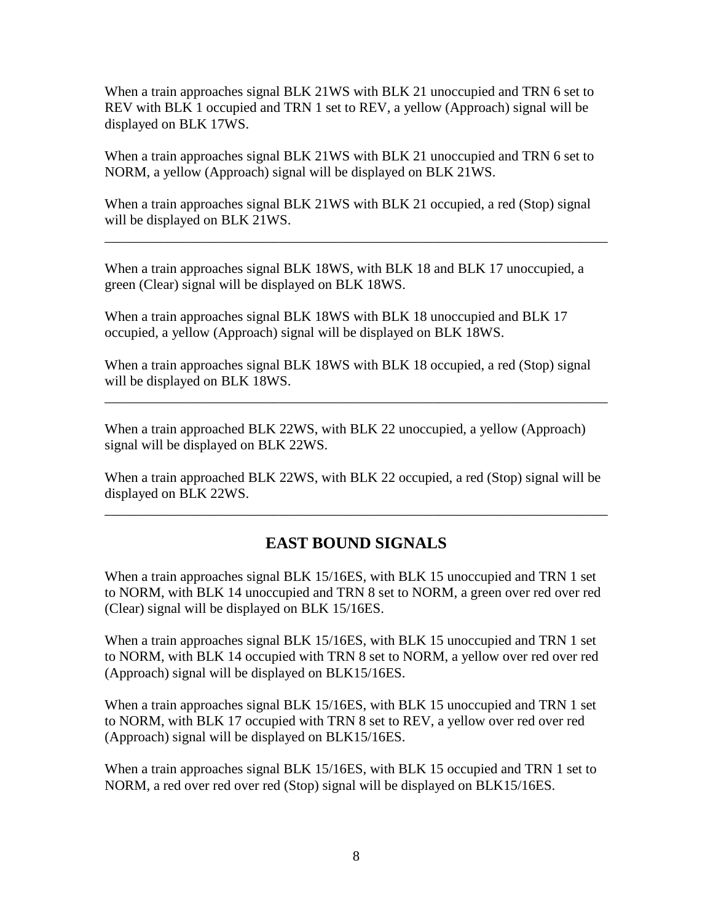When a train approaches signal BLK 21WS with BLK 21 unoccupied and TRN 6 set to REV with BLK 1 occupied and TRN 1 set to REV, a yellow (Approach) signal will be displayed on BLK 17WS.

When a train approaches signal BLK 21WS with BLK 21 unoccupied and TRN 6 set to NORM, a yellow (Approach) signal will be displayed on BLK 21WS.

When a train approaches signal BLK 21WS with BLK 21 occupied, a red (Stop) signal will be displayed on BLK 21WS.

---

When a train approaches signal BLK 18WS, with BLK 18 and BLK 17 unoccupied, a green (Clear) signal will be displayed on BLK 18WS.

When a train approaches signal BLK 18WS with BLK 18 unoccupied and BLK 17 occupied, a yellow (Approach) signal will be displayed on BLK 18WS.

When a train approaches signal BLK 18WS with BLK 18 occupied, a red (Stop) signal will be displayed on BLK 18WS.

---

When a train approached BLK 22WS, with BLK 22 unoccupied, a yellow (Approach) signal will be displayed on BLK 22WS.

When a train approached BLK 22WS, with BLK 22 occupied, a red (Stop) signal will be displayed on BLK 22WS.

---

## EAST BOUND SIGNALS

When a train approaches signal BLK 15/16ES, with BLK 15 unoccupied and TRN 1 set to NORM, with BLK 14 unoccupied and TRN 8 set to NORM, a green over red over red (Clear) signal will be displayed on BLK 15/16ES.

When a train approaches signal BLK 15/16ES, with BLK 15 unoccupied and TRN 1 set to NORM, with BLK 14 occupied with TRN 8 set to NORM, a yellow over red over red (Approach) signal will be displayed on BLK15/16ES.

When a train approaches signal BLK 15/16ES, with BLK 15 unoccupied and TRN 1 set to NORM, with BLK 17 occupied with TRN 8 set to REV, a yellow over red over red (Approach) signal will be displayed on BLK15/16ES.

When a train approaches signal BLK 15/16ES, with BLK 15 occupied and TRN 1 set to NORM, a red over red over red (Stop) signal will be displayed on BLK15/16ES.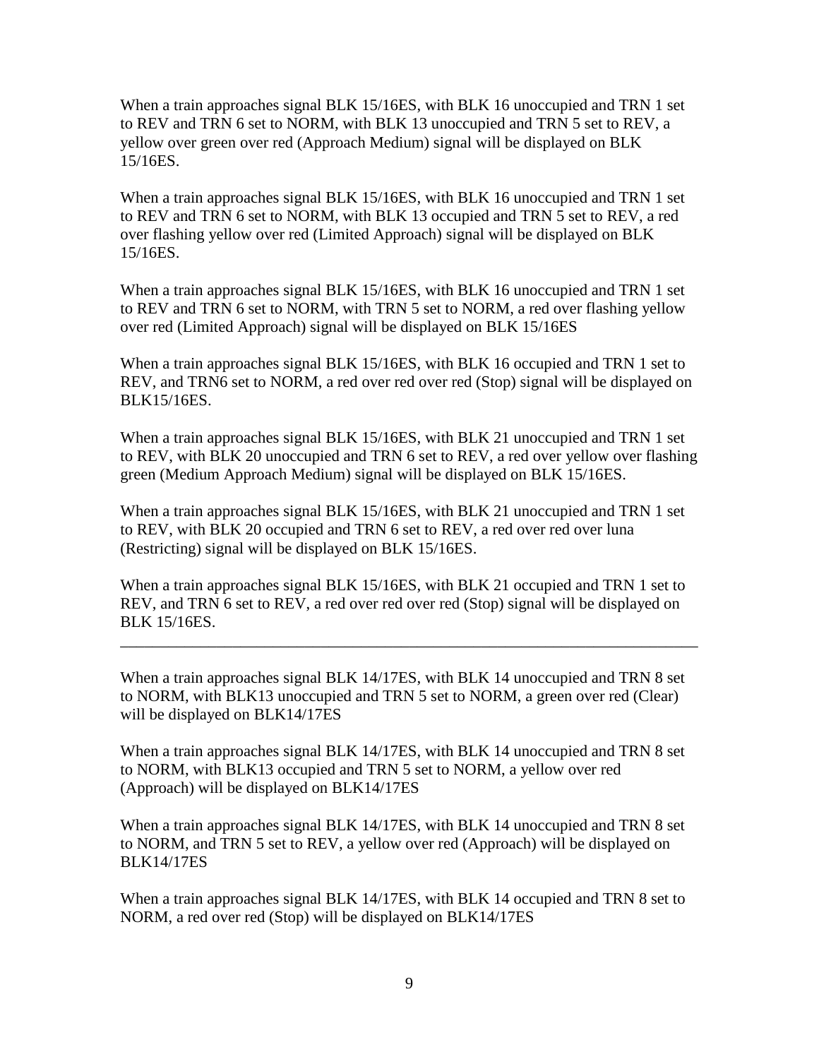When a train approaches signal BLK 15/16ES, with BLK 16 unoccupied and TRN 1 set to REV and TRN 6 set to NORM, with BLK 13 unoccupied and TRN 5 set to REV, a yellow over green over red (Approach Medium) signal will be displayed on BLK 15/16ES.

When a train approaches signal BLK 15/16ES, with BLK 16 unoccupied and TRN 1 set to REV and TRN 6 set to NORM, with BLK 13 occupied and TRN 5 set to REV, a red over flashing yellow over red (Limited Approach) signal will be displayed on BLK 15/16ES.

When a train approaches signal BLK 15/16ES, with BLK 16 unoccupied and TRN 1 set to REV and TRN 6 set to NORM, with TRN 5 set to NORM, a red over flashing yellow over red (Limited Approach) signal will be displayed on BLK 15/16ES

When a train approaches signal BLK 15/16ES, with BLK 16 occupied and TRN 1 set to REV, and TRN6 set to NORM, a red over red over red (Stop) signal will be displayed on BLK15/16ES.

When a train approaches signal BLK 15/16ES, with BLK 21 unoccupied and TRN 1 set to REV, with BLK 20 unoccupied and TRN 6 set to REV, a red over yellow over flashing green (Medium Approach Medium) signal will be displayed on BLK 15/16ES.

When a train approaches signal BLK 15/16ES, with BLK 21 unoccupied and TRN 1 set to REV, with BLK 20 occupied and TRN 6 set to REV, a red over red over luna (Restricting) signal will be displayed on BLK 15/16ES.

When a train approaches signal BLK 15/16ES, with BLK 21 occupied and TRN 1 set to REV, and TRN 6 set to REV, a red over red over red (Stop) signal will be displayed on BLK 15/16ES.

---

When a train approaches signal BLK 14/17ES, with BLK 14 unoccupied and TRN 8 set to NORM, with BLK13 unoccupied and TRN 5 set to NORM, a green over red (Clear) will be displayed on BLK14/17ES

When a train approaches signal BLK 14/17ES, with BLK 14 unoccupied and TRN 8 set to NORM, with BLK13 occupied and TRN 5 set to NORM, a yellow over red (Approach) will be displayed on BLK14/17ES

When a train approaches signal BLK 14/17ES, with BLK 14 unoccupied and TRN 8 set to NORM, and TRN 5 set to REV, a yellow over red (Approach) will be displayed on BLK14/17ES

When a train approaches signal BLK 14/17ES, with BLK 14 occupied and TRN 8 set to NORM, a red over red (Stop) will be displayed on BLK14/17ES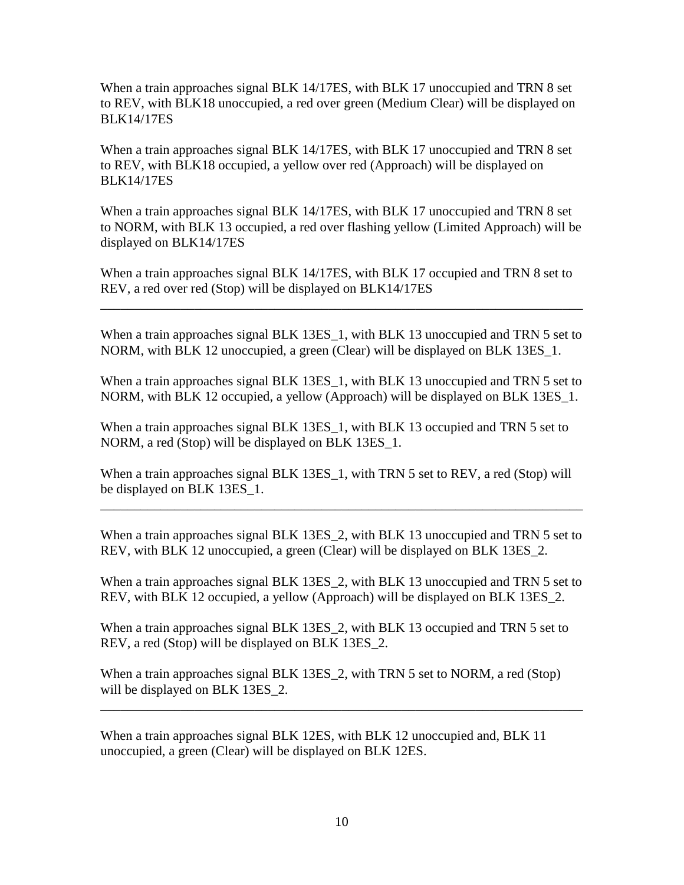When a train approaches signal BLK 14/17ES, with BLK 17 unoccupied and TRN 8 set to REV, with BLK18 unoccupied, a red over green (Medium Clear) will be displayed on BLK14/17ES

When a train approaches signal BLK 14/17ES, with BLK 17 unoccupied and TRN 8 set to REV, with BLK18 occupied, a yellow over red (Approach) will be displayed on BLK14/17ES

When a train approaches signal BLK 14/17ES, with BLK 17 unoccupied and TRN 8 set to NORM, with BLK 13 occupied, a red over flashing yellow (Limited Approach) will be displayed on BLK14/17ES

When a train approaches signal BLK 14/17ES, with BLK 17 occupied and TRN 8 set to REV, a red over red (Stop) will be displayed on BLK14/17ES

---

When a train approaches signal BLK 13ES_1, with BLK 13 unoccupied and TRN 5 set to NORM, with BLK 12 unoccupied, a green (Clear) will be displayed on BLK 13ES_1.

When a train approaches signal BLK 13ES_1, with BLK 13 unoccupied and TRN 5 set to NORM, with BLK 12 occupied, a yellow (Approach) will be displayed on BLK 13ES_1.

When a train approaches signal BLK 13ES_1, with BLK 13 occupied and TRN 5 set to NORM, a red (Stop) will be displayed on BLK 13ES_1.

When a train approaches signal BLK 13ES_1, with TRN 5 set to REV, a red (Stop) will be displayed on BLK 13ES_1.

---

When a train approaches signal BLK 13ES_2, with BLK 13 unoccupied and TRN 5 set to REV, with BLK 12 unoccupied, a green (Clear) will be displayed on BLK 13ES_2.

When a train approaches signal BLK 13ES_2, with BLK 13 unoccupied and TRN 5 set to REV, with BLK 12 occupied, a yellow (Approach) will be displayed on BLK 13ES_2.

When a train approaches signal BLK 13ES_2, with BLK 13 occupied and TRN 5 set to REV, a red (Stop) will be displayed on BLK 13ES_2.

When a train approaches signal BLK 13ES_2, with TRN 5 set to NORM, a red (Stop) will be displayed on BLK 13ES_2.

---

When a train approaches signal BLK 12ES, with BLK 12 unoccupied and, BLK 11 unoccupied, a green (Clear) will be displayed on BLK 12ES.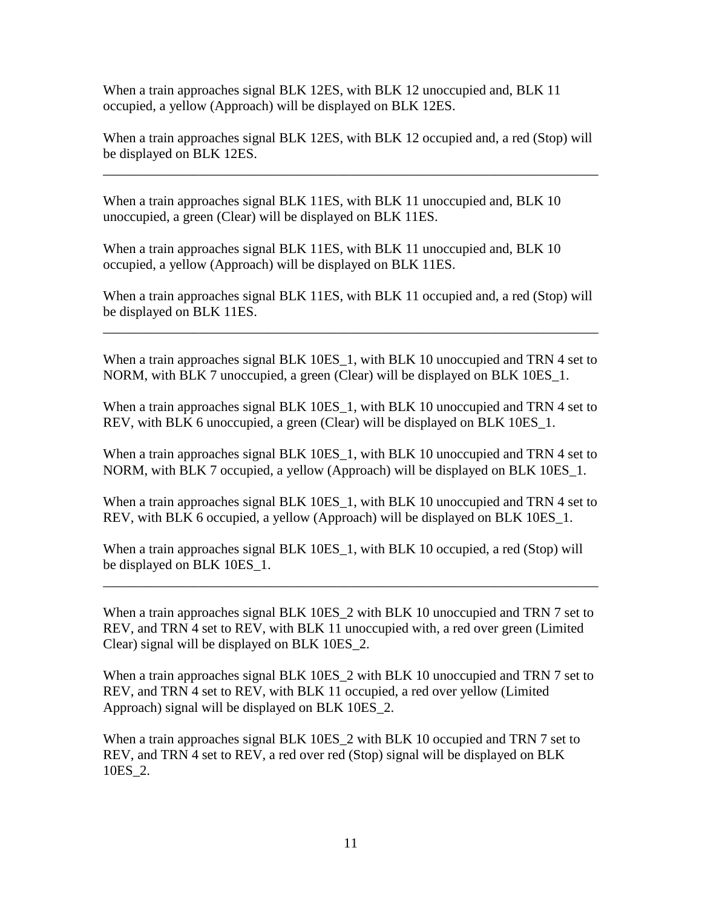When a train approaches signal BLK 12ES, with BLK 12 unoccupied and, BLK 11 occupied, a yellow (Approach) will be displayed on BLK 12ES.

When a train approaches signal BLK 12ES, with BLK 12 occupied and, a red (Stop) will be displayed on BLK 12ES.

---

When a train approaches signal BLK 11ES, with BLK 11 unoccupied and, BLK 10 unoccupied, a green (Clear) will be displayed on BLK 11ES.

When a train approaches signal BLK 11ES, with BLK 11 unoccupied and, BLK 10 occupied, a yellow (Approach) will be displayed on BLK 11ES.

When a train approaches signal BLK 11ES, with BLK 11 occupied and, a red (Stop) will be displayed on BLK 11ES.

---

When a train approaches signal BLK 10ES_1, with BLK 10 unoccupied and TRN 4 set to NORM, with BLK 7 unoccupied, a green (Clear) will be displayed on BLK 10ES_1.

When a train approaches signal BLK 10ES_1, with BLK 10 unoccupied and TRN 4 set to REV, with BLK 6 unoccupied, a green (Clear) will be displayed on BLK 10ES_1.

When a train approaches signal BLK 10ES_1, with BLK 10 unoccupied and TRN 4 set to NORM, with BLK 7 occupied, a yellow (Approach) will be displayed on BLK 10ES_1.

When a train approaches signal BLK 10ES_1, with BLK 10 unoccupied and TRN 4 set to REV, with BLK 6 occupied, a yellow (Approach) will be displayed on BLK 10ES_1.

When a train approaches signal BLK 10ES_1, with BLK 10 occupied, a red (Stop) will be displayed on BLK 10ES_1.

---

When a train approaches signal BLK 10ES_2 with BLK 10 unoccupied and TRN 7 set to REV, and TRN 4 set to REV, with BLK 11 unoccupied with, a red over green (Limited Clear) signal will be displayed on BLK 10ES_2.

When a train approaches signal BLK 10ES_2 with BLK 10 unoccupied and TRN 7 set to REV, and TRN 4 set to REV, with BLK 11 occupied, a red over yellow (Limited Approach) signal will be displayed on BLK 10ES_2.

When a train approaches signal BLK 10ES_2 with BLK 10 occupied and TRN 7 set to REV, and TRN 4 set to REV, a red over red (Stop) signal will be displayed on BLK 10ES_2.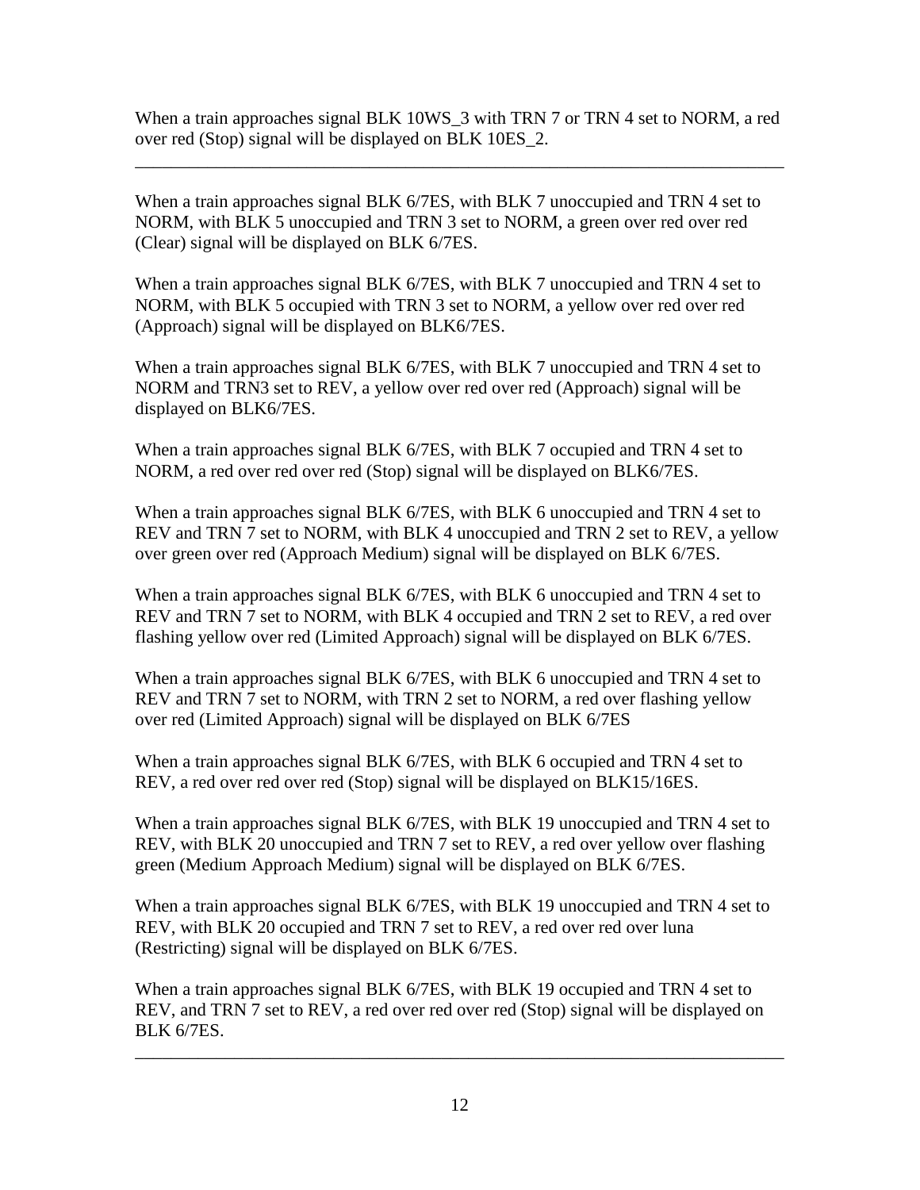When a train approaches signal BLK 10WS_3 with TRN 7 or TRN 4 set to NORM, a red over red (Stop) signal will be displayed on BLK 10ES_2.

---

When a train approaches signal BLK 6/7ES, with BLK 7 unoccupied and TRN 4 set to NORM, with BLK 5 unoccupied and TRN 3 set to NORM, a green over red over red (Clear) signal will be displayed on BLK 6/7ES.

When a train approaches signal BLK 6/7ES, with BLK 7 unoccupied and TRN 4 set to NORM, with BLK 5 occupied with TRN 3 set to NORM, a yellow over red over red (Approach) signal will be displayed on BLK6/7ES.

When a train approaches signal BLK 6/7ES, with BLK 7 unoccupied and TRN 4 set to NORM and TRN3 set to REV, a yellow over red over red (Approach) signal will be displayed on BLK6/7ES.

When a train approaches signal BLK 6/7ES, with BLK 7 occupied and TRN 4 set to NORM, a red over red over red (Stop) signal will be displayed on BLK6/7ES.

When a train approaches signal BLK 6/7ES, with BLK 6 unoccupied and TRN 4 set to REV and TRN 7 set to NORM, with BLK 4 unoccupied and TRN 2 set to REV, a yellow over green over red (Approach Medium) signal will be displayed on BLK 6/7ES.

When a train approaches signal BLK 6/7ES, with BLK 6 unoccupied and TRN 4 set to REV and TRN 7 set to NORM, with BLK 4 occupied and TRN 2 set to REV, a red over flashing yellow over red (Limited Approach) signal will be displayed on BLK 6/7ES.

When a train approaches signal BLK 6/7ES, with BLK 6 unoccupied and TRN 4 set to REV and TRN 7 set to NORM, with TRN 2 set to NORM, a red over flashing yellow over red (Limited Approach) signal will be displayed on BLK 6/7ES

When a train approaches signal BLK 6/7ES, with BLK 6 occupied and TRN 4 set to REV, a red over red over red (Stop) signal will be displayed on BLK15/16ES.

When a train approaches signal BLK 6/7ES, with BLK 19 unoccupied and TRN 4 set to REV, with BLK 20 unoccupied and TRN 7 set to REV, a red over yellow over flashing green (Medium Approach Medium) signal will be displayed on BLK 6/7ES.

When a train approaches signal BLK 6/7ES, with BLK 19 unoccupied and TRN 4 set to REV, with BLK 20 occupied and TRN 7 set to REV, a red over red over luna (Restricting) signal will be displayed on BLK 6/7ES.

When a train approaches signal BLK 6/7ES, with BLK 19 occupied and TRN 4 set to REV, and TRN 7 set to REV, a red over red over red (Stop) signal will be displayed on BLK 6/7ES.

---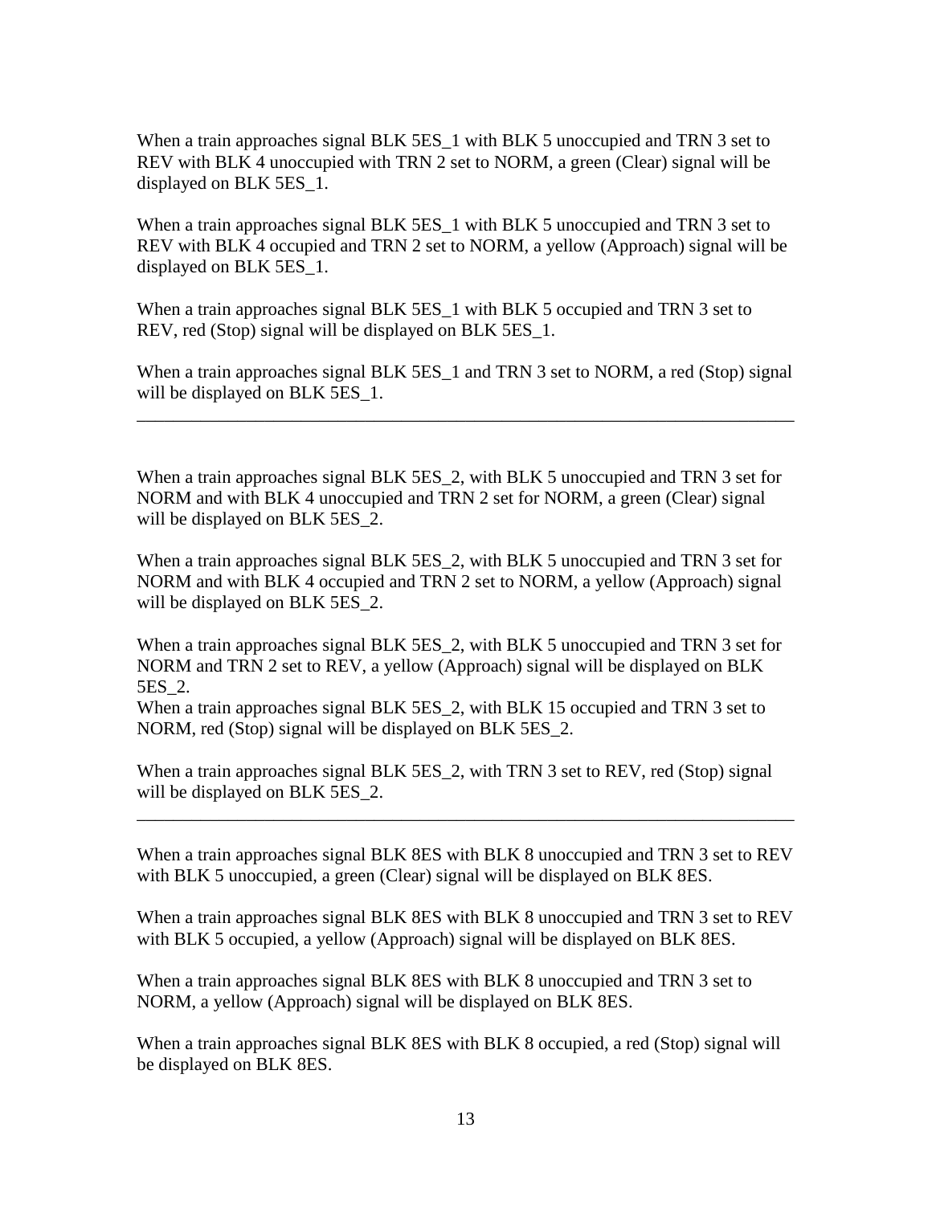When a train approaches signal BLK 5ES_1 with BLK 5 unoccupied and TRN 3 set to REV with BLK 4 unoccupied with TRN 2 set to NORM, a green (Clear) signal will be displayed on BLK 5ES_1.

When a train approaches signal BLK 5ES_1 with BLK 5 unoccupied and TRN 3 set to REV with BLK 4 occupied and TRN 2 set to NORM, a yellow (Approach) signal will be displayed on BLK 5ES_1.

When a train approaches signal BLK 5ES_1 with BLK 5 occupied and TRN 3 set to REV, red (Stop) signal will be displayed on BLK 5ES_1.

When a train approaches signal BLK 5ES_1 and TRN 3 set to NORM, a red (Stop) signal will be displayed on BLK 5ES_1.

---

When a train approaches signal BLK 5ES_2, with BLK 5 unoccupied and TRN 3 set for NORM and with BLK 4 unoccupied and TRN 2 set for NORM, a green (Clear) signal will be displayed on BLK 5ES_2.

When a train approaches signal BLK 5ES_2, with BLK 5 unoccupied and TRN 3 set for NORM and with BLK 4 occupied and TRN 2 set to NORM, a yellow (Approach) signal will be displayed on BLK 5ES_2.

When a train approaches signal BLK 5ES_2, with BLK 5 unoccupied and TRN 3 set for NORM and TRN 2 set to REV, a yellow (Approach) signal will be displayed on BLK 5ES_2.
When a train approaches signal BLK 5ES_2, with BLK 15 occupied and TRN 3 set to NORM, red (Stop) signal will be displayed on BLK 5ES_2.

When a train approaches signal BLK 5ES_2, with TRN 3 set to REV, red (Stop) signal will be displayed on BLK 5ES_2.

---

When a train approaches signal BLK 8ES with BLK 8 unoccupied and TRN 3 set to REV with BLK 5 unoccupied, a green (Clear) signal will be displayed on BLK 8ES.

When a train approaches signal BLK 8ES with BLK 8 unoccupied and TRN 3 set to REV with BLK 5 occupied, a yellow (Approach) signal will be displayed on BLK 8ES.

When a train approaches signal BLK 8ES with BLK 8 unoccupied and TRN 3 set to NORM, a yellow (Approach) signal will be displayed on BLK 8ES.

When a train approaches signal BLK 8ES with BLK 8 occupied, a red (Stop) signal will be displayed on BLK 8ES.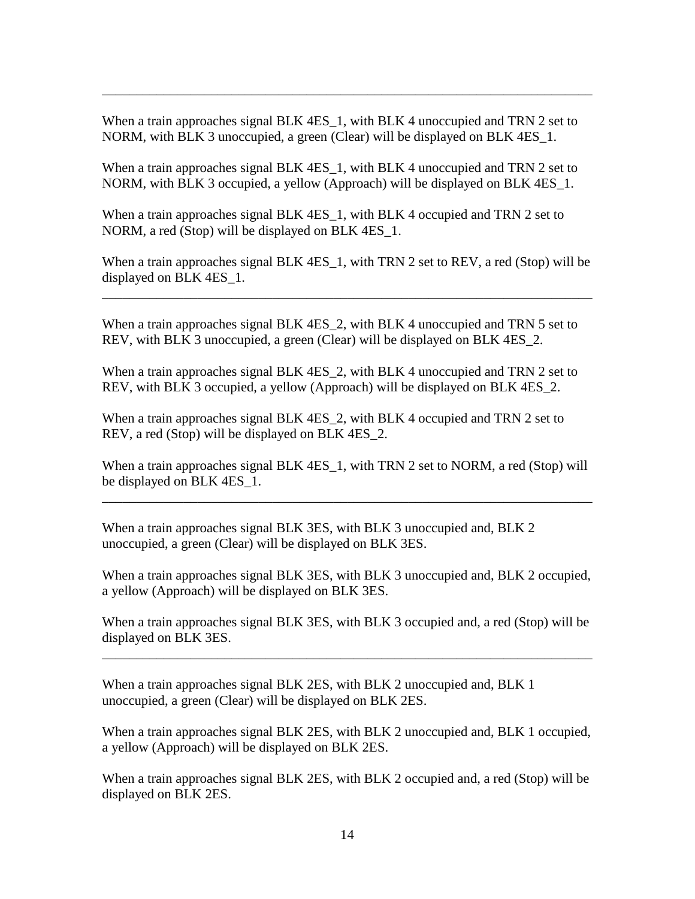---

When a train approaches signal BLK 4ES_1, with BLK 4 unoccupied and TRN 2 set to NORM, with BLK 3 unoccupied, a green (Clear) will be displayed on BLK 4ES_1.

When a train approaches signal BLK 4ES_1, with BLK 4 unoccupied and TRN 2 set to NORM, with BLK 3 occupied, a yellow (Approach) will be displayed on BLK 4ES_1.

When a train approaches signal BLK 4ES_1, with BLK 4 occupied and TRN 2 set to NORM, a red (Stop) will be displayed on BLK 4ES_1.

When a train approaches signal BLK 4ES_1, with TRN 2 set to REV, a red (Stop) will be displayed on BLK 4ES_1.

---

When a train approaches signal BLK 4ES_2, with BLK 4 unoccupied and TRN 5 set to REV, with BLK 3 unoccupied, a green (Clear) will be displayed on BLK 4ES_2.

When a train approaches signal BLK 4ES_2, with BLK 4 unoccupied and TRN 2 set to REV, with BLK 3 occupied, a yellow (Approach) will be displayed on BLK 4ES_2.

When a train approaches signal BLK 4ES_2, with BLK 4 occupied and TRN 2 set to REV, a red (Stop) will be displayed on BLK 4ES_2.

When a train approaches signal BLK 4ES_1, with TRN 2 set to NORM, a red (Stop) will be displayed on BLK 4ES_1.

---

When a train approaches signal BLK 3ES, with BLK 3 unoccupied and, BLK 2 unoccupied, a green (Clear) will be displayed on BLK 3ES.

When a train approaches signal BLK 3ES, with BLK 3 unoccupied and, BLK 2 occupied, a yellow (Approach) will be displayed on BLK 3ES.

When a train approaches signal BLK 3ES, with BLK 3 occupied and, a red (Stop) will be displayed on BLK 3ES.

---

When a train approaches signal BLK 2ES, with BLK 2 unoccupied and, BLK 1 unoccupied, a green (Clear) will be displayed on BLK 2ES.

When a train approaches signal BLK 2ES, with BLK 2 unoccupied and, BLK 1 occupied, a yellow (Approach) will be displayed on BLK 2ES.

When a train approaches signal BLK 2ES, with BLK 2 occupied and, a red (Stop) will be displayed on BLK 2ES.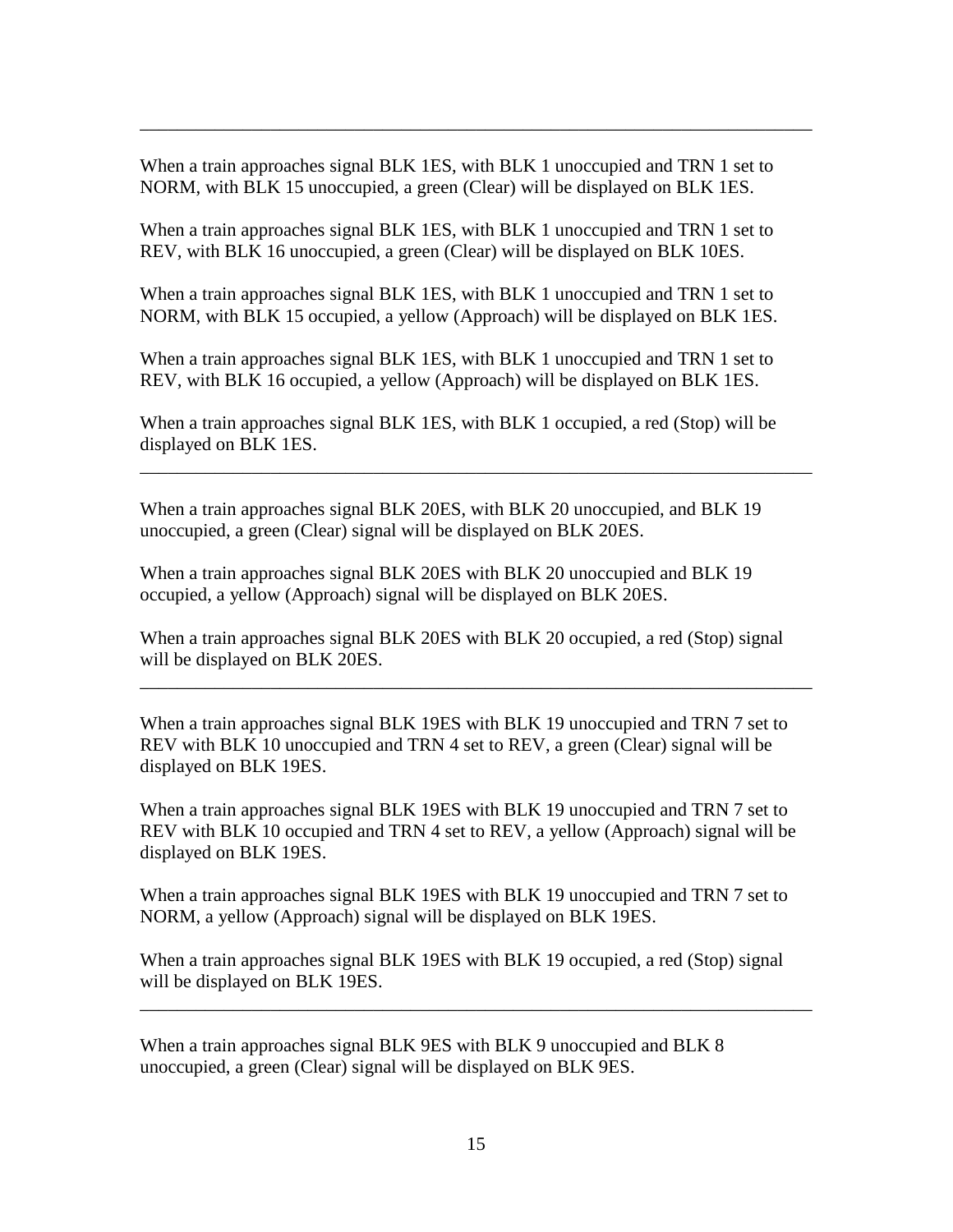---

When a train approaches signal BLK 1ES, with BLK 1 unoccupied and TRN 1 set to NORM, with BLK 15 unoccupied, a green (Clear) will be displayed on BLK 1ES.

When a train approaches signal BLK 1ES, with BLK 1 unoccupied and TRN 1 set to REV, with BLK 16 unoccupied, a green (Clear) will be displayed on BLK 10ES.

When a train approaches signal BLK 1ES, with BLK 1 unoccupied and TRN 1 set to NORM, with BLK 15 occupied, a yellow (Approach) will be displayed on BLK 1ES.

When a train approaches signal BLK 1ES, with BLK 1 unoccupied and TRN 1 set to REV, with BLK 16 occupied, a yellow (Approach) will be displayed on BLK 1ES.

When a train approaches signal BLK 1ES, with BLK 1 occupied, a red (Stop) will be displayed on BLK 1ES.

---

When a train approaches signal BLK 20ES, with BLK 20 unoccupied, and BLK 19 unoccupied, a green (Clear) signal will be displayed on BLK 20ES.

When a train approaches signal BLK 20ES with BLK 20 unoccupied and BLK 19 occupied, a yellow (Approach) signal will be displayed on BLK 20ES.

When a train approaches signal BLK 20ES with BLK 20 occupied, a red (Stop) signal will be displayed on BLK 20ES.

---

When a train approaches signal BLK 19ES with BLK 19 unoccupied and TRN 7 set to REV with BLK 10 unoccupied and TRN 4 set to REV, a green (Clear) signal will be displayed on BLK 19ES.

When a train approaches signal BLK 19ES with BLK 19 unoccupied and TRN 7 set to REV with BLK 10 occupied and TRN 4 set to REV, a yellow (Approach) signal will be displayed on BLK 19ES.

When a train approaches signal BLK 19ES with BLK 19 unoccupied and TRN 7 set to NORM, a yellow (Approach) signal will be displayed on BLK 19ES.

When a train approaches signal BLK 19ES with BLK 19 occupied, a red (Stop) signal will be displayed on BLK 19ES.

---

When a train approaches signal BLK 9ES with BLK 9 unoccupied and BLK 8 unoccupied, a green (Clear) signal will be displayed on BLK 9ES.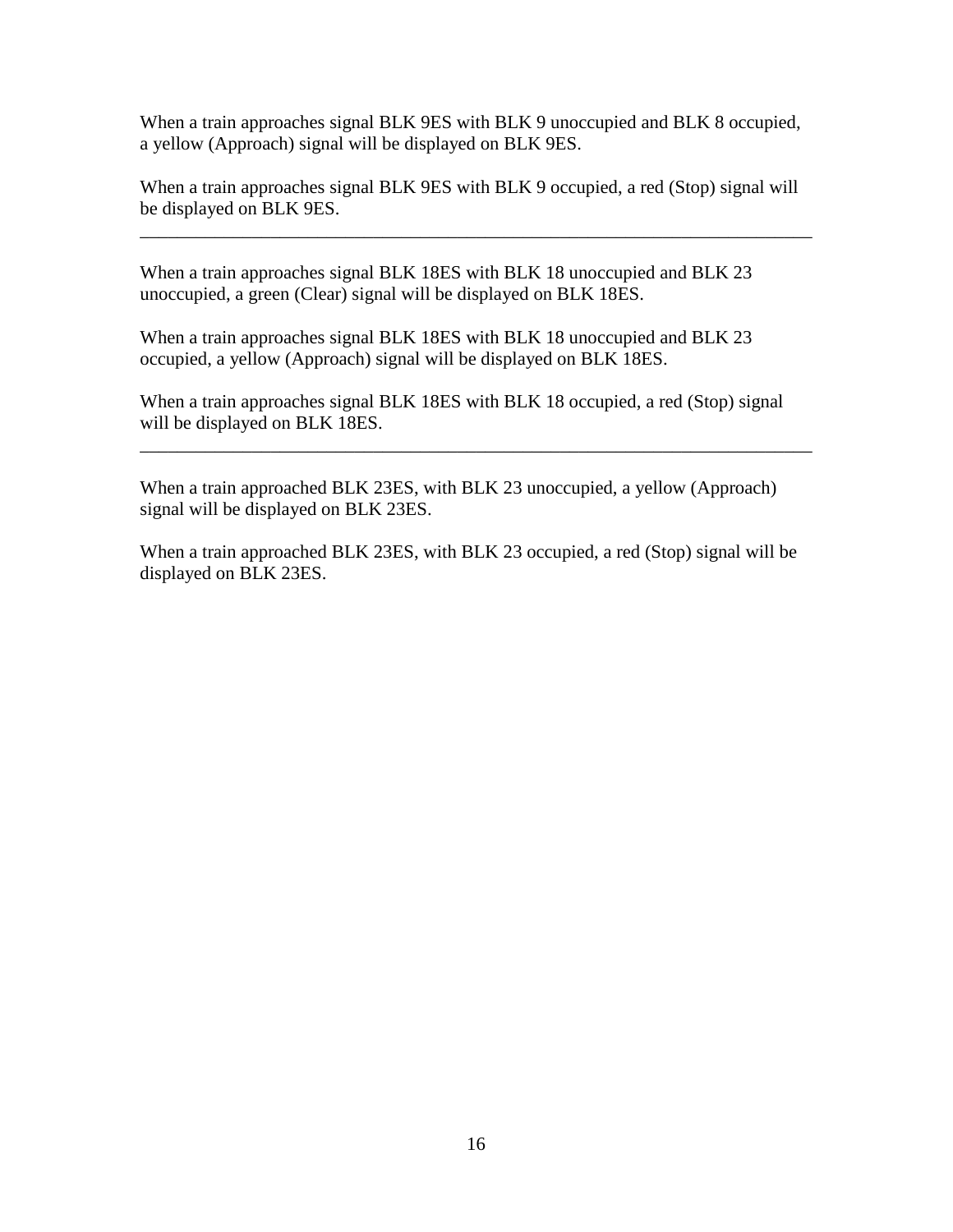When a train approaches signal BLK 9ES with BLK 9 unoccupied and BLK 8 occupied, a yellow (Approach) signal will be displayed on BLK 9ES.

When a train approaches signal BLK 9ES with BLK 9 occupied, a red (Stop) signal will be displayed on BLK 9ES.

---

When a train approaches signal BLK 18ES with BLK 18 unoccupied and BLK 23 unoccupied, a green (Clear) signal will be displayed on BLK 18ES.

When a train approaches signal BLK 18ES with BLK 18 unoccupied and BLK 23 occupied, a yellow (Approach) signal will be displayed on BLK 18ES.

When a train approaches signal BLK 18ES with BLK 18 occupied, a red (Stop) signal will be displayed on BLK 18ES.

---

When a train approached BLK 23ES, with BLK 23 unoccupied, a yellow (Approach) signal will be displayed on BLK 23ES.

When a train approached BLK 23ES, with BLK 23 occupied, a red (Stop) signal will be displayed on BLK 23ES.